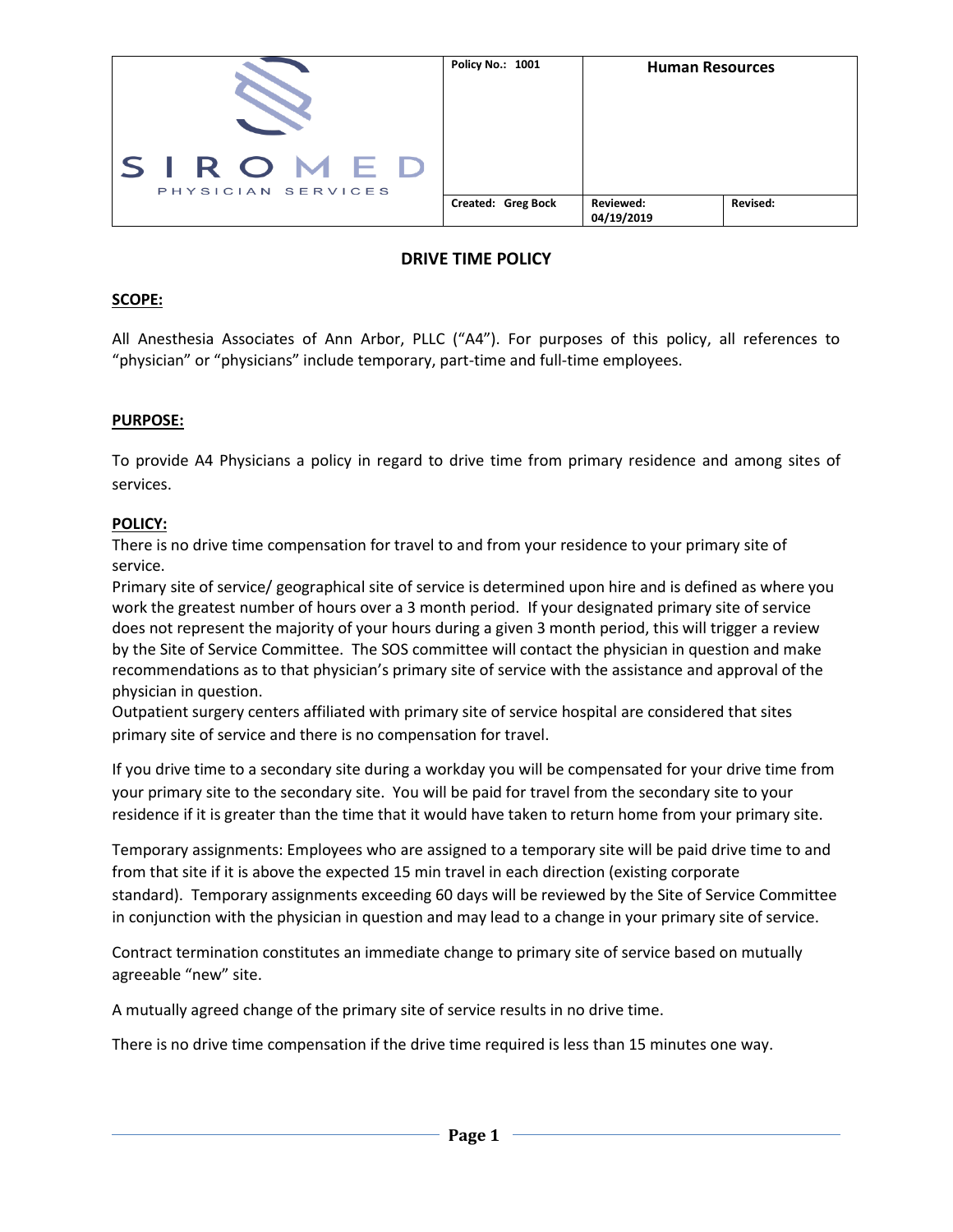| SIROMED PHYSICIAN SERVICES | Policy No.: 1001 | Human Resources | |
|---|---|---|---|
| | Created: Greg Bock | Reviewed: 04/19/2019 | Revised: |

# DRIVE TIME POLICY

## SCOPE:

All Anesthesia Associates of Ann Arbor, PLLC ("A4"). For purposes of this policy, all references to "physician" or "physicians" include temporary, part-time and full-time employees.

## PURPOSE:

To provide A4 Physicians a policy in regard to drive time from primary residence and among sites of services.

## POLICY:

There is no drive time compensation for travel to and from your residence to your primary site of service.

Primary site of service/ geographical site of service is determined upon hire and is defined as where you work the greatest number of hours over a 3 month period. If your designated primary site of service does not represent the majority of your hours during a given 3 month period, this will trigger a review by the Site of Service Committee. The SOS committee will contact the physician in question and make recommendations as to that physician's primary site of service with the assistance and approval of the physician in question.

Outpatient surgery centers affiliated with primary site of service hospital are considered that sites primary site of service and there is no compensation for travel.

If you drive time to a secondary site during a workday you will be compensated for your drive time from your primary site to the secondary site. You will be paid for travel from the secondary site to your residence if it is greater than the time that it would have taken to return home from your primary site.

Temporary assignments: Employees who are assigned to a temporary site will be paid drive time to and from that site if it is above the expected 15 min travel in each direction (existing corporate standard). Temporary assignments exceeding 60 days will be reviewed by the Site of Service Committee in conjunction with the physician in question and may lead to a change in your primary site of service.

Contract termination constitutes an immediate change to primary site of service based on mutually agreeable "new" site.

A mutually agreed change of the primary site of service results in no drive time.

There is no drive time compensation if the drive time required is less than 15 minutes one way.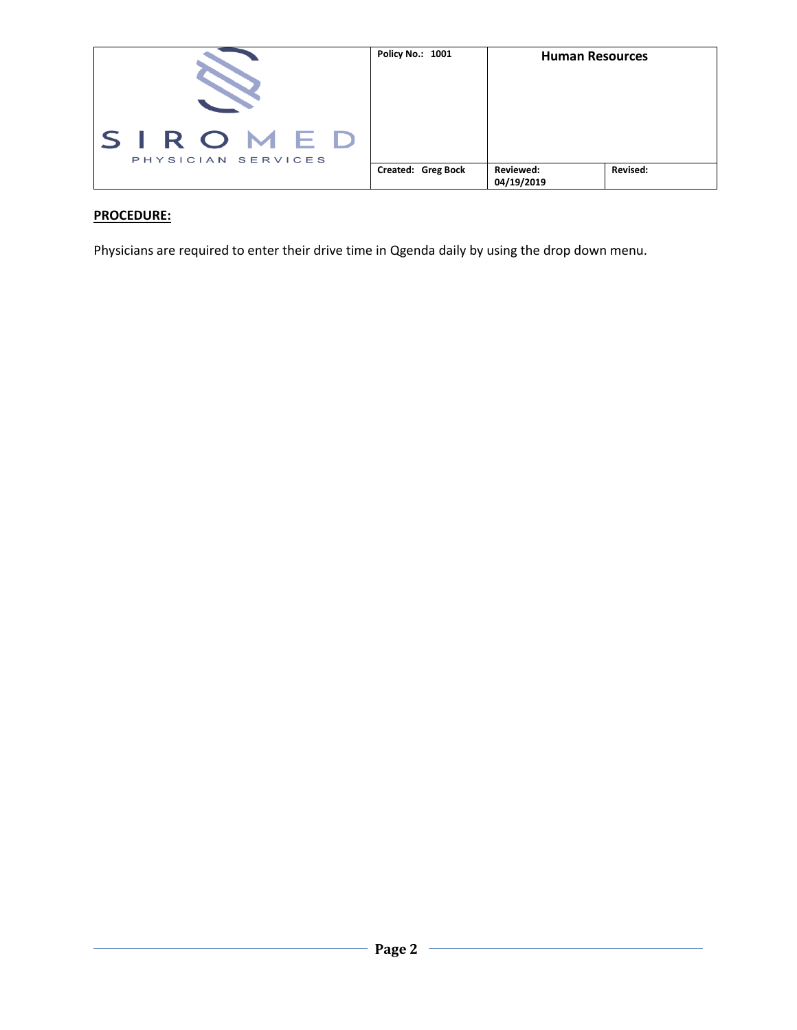**PROCEDURE:**

Physicians are required to enter their drive time in Qgenda daily by using the drop down menu.